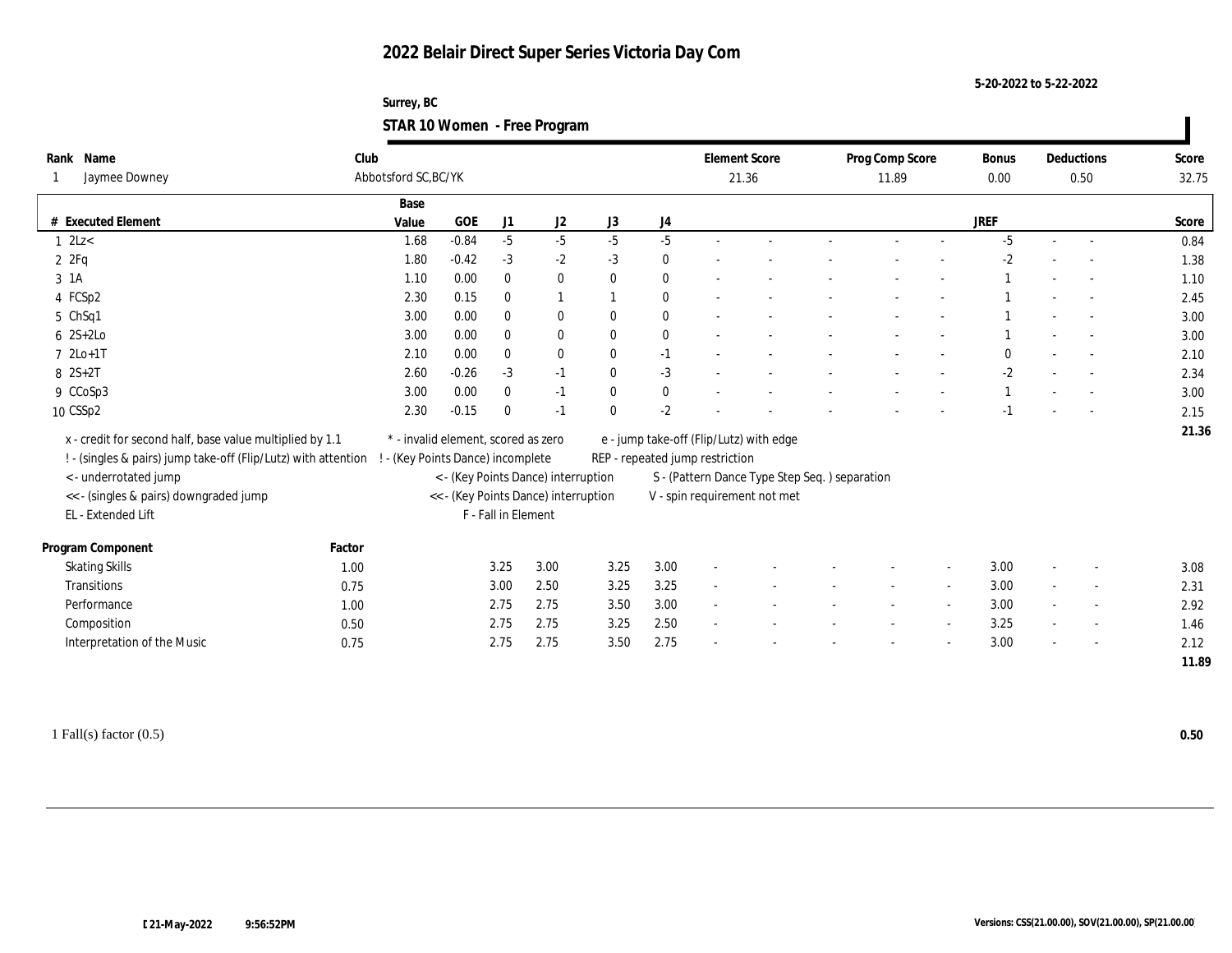# 2022 Belair Direct Super Series Victoria Day Com

5-20-2022 to 5-22-2022

Surrey, BC

## STAR 10 Women - Free Program

| Rank | Name | Club | Element Score | Prog Comp Score | Bonus | Deductions | Score |
|---|---|---|---|---|---|---|---|
| 1 | Jaymee Downey | Abbotsford SC,BC/YK | 21.36 | 11.89 | 0.00 | 0.50 | 32.75 |

| # | Executed Element | Base Value | GOE | J1 | J2 | J3 | J4 | | | | | | JREF | | | Score |
|---|---|---|---|---|---|---|---|---|---|---|---|---|---|---|---|---|
| 1 | 2Lz< | 1.68 | -0.84 | -5 | -5 | -5 | -5 | - | - | - | - | - | -5 | - | - | 0.84 |
| 2 | 2Fq | 1.80 | -0.42 | -3 | -2 | -3 | 0 | - | - | - | - | - | -2 | - | - | 1.38 |
| 3 | 1A | 1.10 | 0.00 | 0 | 0 | 0 | 0 | - | - | - | - | - | 1 | - | - | 1.10 |
| 4 | FCSp2 | 2.30 | 0.15 | 0 | 1 | 1 | 0 | - | - | - | - | - | 1 | - | - | 2.45 |
| 5 | ChSq1 | 3.00 | 0.00 | 0 | 0 | 0 | 0 | - | - | - | - | - | 1 | - | - | 3.00 |
| 6 | 2S+2Lo | 3.00 | 0.00 | 0 | 0 | 0 | 0 | - | - | - | - | - | 1 | - | - | 3.00 |
| 7 | 2Lo+1T | 2.10 | 0.00 | 0 | 0 | 0 | -1 | - | - | - | - | - | 0 | - | - | 2.10 |
| 8 | 2S+2T | 2.60 | -0.26 | -3 | -1 | 0 | -3 | - | - | - | - | - | -2 | - | - | 2.34 |
| 9 | CCoSp3 | 3.00 | 0.00 | 0 | -1 | 0 | 0 | - | - | - | - | - | 1 | - | - | 3.00 |
| 10 | CSSp2 | 2.30 | -0.15 | 0 | -1 | 0 | -2 | - | - | - | - | - | -1 | - | - | 2.15 |
| | | | | | | | | | | | | | | | | 21.36 |

x - credit for second half, base value multiplied by 1.1
! - (singles & pairs) jump take-off (Flip/Lutz) with attention
< - underrotated jump
<< - (singles & pairs) downgraded jump
EL - Extended Lift

\* - invalid element, scored as zero
! - (Key Points Dance) incomplete
< - (Key Points Dance) interruption
<< - (Key Points Dance) interruption
F - Fall in Element

e - jump take-off (Flip/Lutz) with edge
REP - repeated jump restriction
S - (Pattern Dance Type Step Seq. ) separation
V - spin requirement not met

| Program Component | Factor | J1 | J2 | J3 | J4 | | | | | | JREF | | | Score |
|---|---|---|---|---|---|---|---|---|---|---|---|---|---|---|
| Skating Skills | 1.00 | 3.25 | 3.00 | 3.25 | 3.00 | - | - | - | - | - | 3.00 | - | - | 3.08 |
| Transitions | 0.75 | 3.00 | 2.50 | 3.25 | 3.25 | - | - | - | - | - | 3.00 | - | - | 2.31 |
| Performance | 1.00 | 2.75 | 2.75 | 3.50 | 3.00 | - | - | - | - | - | 3.00 | - | - | 2.92 |
| Composition | 0.50 | 2.75 | 2.75 | 3.25 | 2.50 | - | - | - | - | - | 3.25 | - | - | 1.46 |
| Interpretation of the Music | 0.75 | 2.75 | 2.75 | 3.50 | 2.75 | - | - | - | - | - | 3.00 | - | - | 2.12 |
| | | | | | | | | | | | | | | 11.89 |

1 Fall(s) factor (0.5) **0.50**

21-May-2022 9:56:52PM

Versions: CSS(21.00.00), SOV(21.00.00), SP(21.00.00)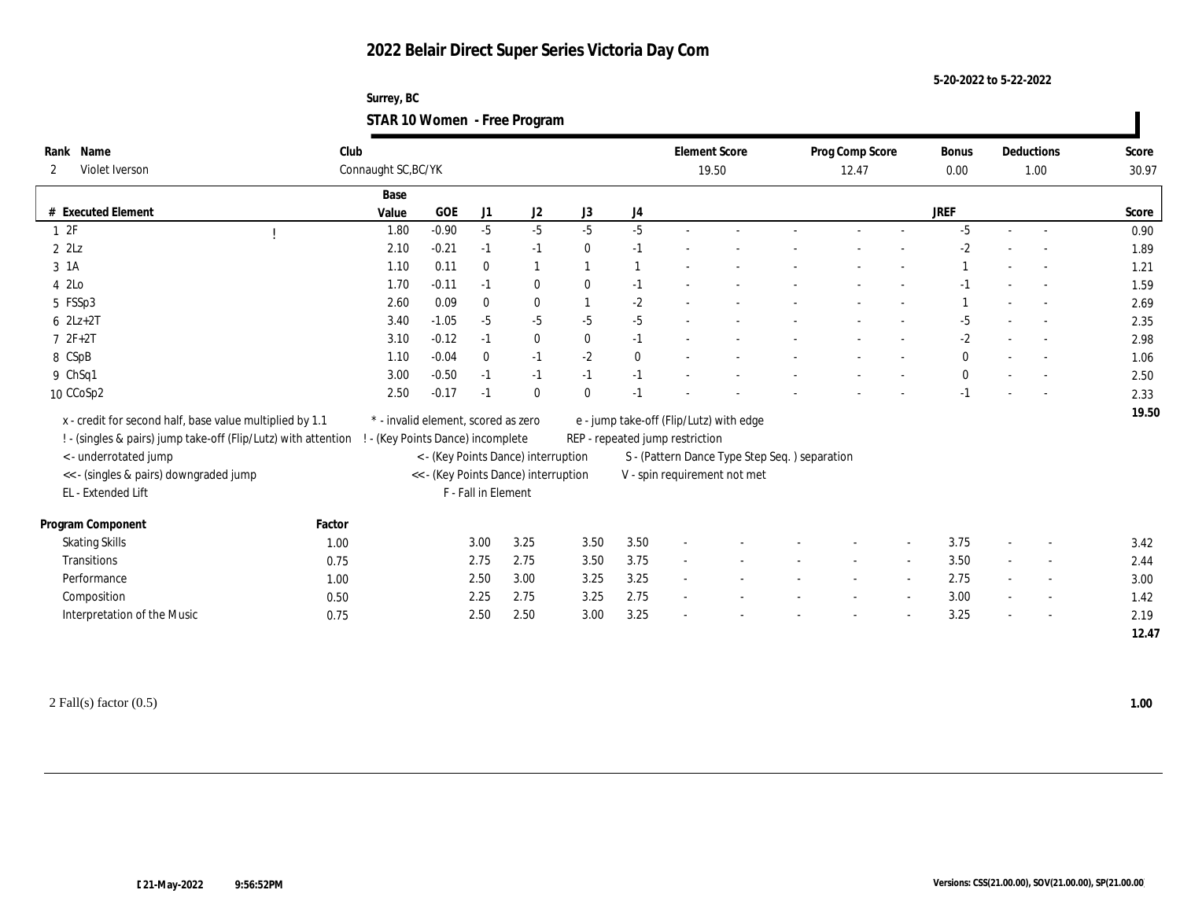# 2022 Belair Direct Super Series Victoria Day Com

5-20-2022 to 5-22-2022

Surrey, BC

## STAR 10 Women - Free Program

| Rank | Name | Club | Element Score | Prog Comp Score | Bonus | Deductions | Score |
|---|---|---|---|---|---|---|---|
| 2 | Violet Iverson | Connaught SC,BC/YK | 19.50 | 12.47 | 0.00 | 1.00 | 30.97 |

| # | Executed Element | | Base Value | GOE | J1 | J2 | J3 | J4 | | | | | | | JREF | | | Score |
|---|---|---|---|---|---|---|---|---|---|---|---|---|---|---|---|---|---|---|
| 1 | 2F | ! | 1.80 | -0.90 | -5 | -5 | -5 | -5 | - | - | - | - | - | - | -5 | - | - | 0.90 |
| 2 | 2Lz | | 2.10 | -0.21 | -1 | -1 | 0 | -1 | - | - | - | - | - | - | -2 | - | - | 1.89 |
| 3 | 1A | | 1.10 | 0.11 | 0 | 1 | 1 | 1 | - | - | - | - | - | - | 1 | - | - | 1.21 |
| 4 | 2Lo | | 1.70 | -0.11 | -1 | 0 | 0 | -1 | - | - | - | - | - | - | -1 | - | - | 1.59 |
| 5 | FSSp3 | | 2.60 | 0.09 | 0 | 0 | 1 | -2 | - | - | - | - | - | - | 1 | - | - | 2.69 |
| 6 | 2Lz+2T | | 3.40 | -1.05 | -5 | -5 | -5 | -5 | - | - | - | - | - | - | -5 | - | - | 2.35 |
| 7 | 2F+2T | | 3.10 | -0.12 | -1 | 0 | 0 | -1 | - | - | - | - | - | - | -2 | - | - | 2.98 |
| 8 | CSpB | | 1.10 | -0.04 | 0 | -1 | -2 | 0 | - | - | - | - | - | - | 0 | - | - | 1.06 |
| 9 | ChSq1 | | 3.00 | -0.50 | -1 | -1 | -1 | -1 | - | - | - | - | - | - | 0 | - | - | 2.50 |
| 10 | CCoSp2 | | 2.50 | -0.17 | -1 | 0 | 0 | -1 | - | - | - | - | - | - | -1 | - | - | 2.33 |
| | | | | | | | | | | | | | | | | | | 19.50 |

x - credit for second half, base value multiplied by 1.1
! - (singles & pairs) jump take-off (Flip/Lutz) with attention
< - underrotated jump
<< - (singles & pairs) downgraded jump
EL - Extended Lift
\* - invalid element, scored as zero
! - (Key Points Dance) incomplete
< - (Key Points Dance) interruption
<< - (Key Points Dance) interruption
F - Fall in Element
e - jump take-off (Flip/Lutz) with edge
REP - repeated jump restriction
S - (Pattern Dance Type Step Seq. ) separation
V - spin requirement not met

| Program Component | Factor | J1 | J2 | J3 | J4 | | | | | | | JREF | | | Score |
|---|---|---|---|---|---|---|---|---|---|---|---|---|---|---|---|
| Skating Skills | 1.00 | 3.00 | 3.25 | 3.50 | 3.50 | - | - | - | - | - | - | 3.75 | - | - | 3.42 |
| Transitions | 0.75 | 2.75 | 2.75 | 3.50 | 3.75 | - | - | - | - | - | - | 3.50 | - | - | 2.44 |
| Performance | 1.00 | 2.50 | 3.00 | 3.25 | 3.25 | - | - | - | - | - | - | 2.75 | - | - | 3.00 |
| Composition | 0.50 | 2.25 | 2.75 | 3.25 | 2.75 | - | - | - | - | - | - | 3.00 | - | - | 1.42 |
| Interpretation of the Music | 0.75 | 2.50 | 2.50 | 3.00 | 3.25 | - | - | - | - | - | - | 3.25 | - | - | 2.19 |
| | | | | | | | | | | | | | | | 12.47 |

2 Fall(s) factor (0.5) **1.00**

21-May-2022 9:56:52PM

Versions: CSS(21.00.00), SOV(21.00.00), SP(21.00.00)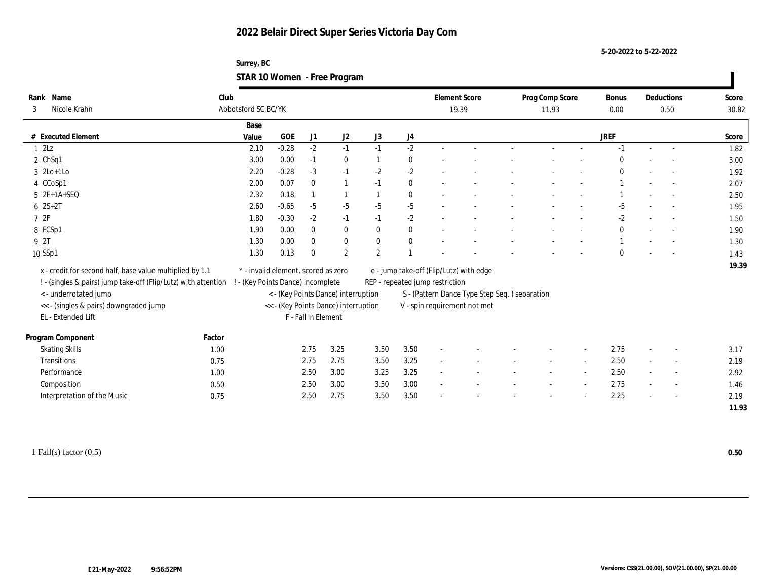# 2022 Belair Direct Super Series Victoria Day Com

5-20-2022 to 5-22-2022

Surrey, BC

## STAR 10 Women - Free Program

| Rank | Name | Club | Element Score | Prog Comp Score | Bonus | Deductions | Score |
|---|---|---|---|---|---|---|---|
| 3 | Nicole Krahn | Abbotsford SC,BC/YK | 19.39 | 11.93 | 0.00 | 0.50 | 30.82 |

| # | Executed Element | Base Value | GOE | J1 | J2 | J3 | J4 | | | | | | JREF | | | Score |
|---|---|---|---|---|---|---|---|---|---|---|---|---|---|---|---|---|
| 1 | 2Lz | 2.10 | -0.28 | -2 | -1 | -1 | -2 | - | - | - | - | - | -1 | - | - | 1.82 |
| 2 | ChSq1 | 3.00 | 0.00 | -1 | 0 | 1 | 0 | - | - | - | - | - | 0 | - | - | 3.00 |
| 3 | 2Lo+1Lo | 2.20 | -0.28 | -3 | -1 | -2 | -2 | - | - | - | - | - | 0 | - | - | 1.92 |
| 4 | CCoSp1 | 2.00 | 0.07 | 0 | 1 | -1 | 0 | - | - | - | - | - | 1 | - | - | 2.07 |
| 5 | 2F+1A+SEQ | 2.32 | 0.18 | 1 | 1 | 1 | 0 | - | - | - | - | - | 1 | - | - | 2.50 |
| 6 | 2S+2T | 2.60 | -0.65 | -5 | -5 | -5 | -5 | - | - | - | - | - | -5 | - | - | 1.95 |
| 7 | 2F | 1.80 | -0.30 | -2 | -1 | -1 | -2 | - | - | - | - | - | -2 | - | - | 1.50 |
| 8 | FCSp1 | 1.90 | 0.00 | 0 | 0 | 0 | 0 | - | - | - | - | - | 0 | - | - | 1.90 |
| 9 | 2T | 1.30 | 0.00 | 0 | 0 | 0 | 0 | - | - | - | - | - | 1 | - | - | 1.30 |
| 10 | SSp1 | 1.30 | 0.13 | 0 | 2 | 2 | 1 | - | - | - | - | - | 0 | - | - | 1.43 |
| | | | | | | | | | | | | | | | | 19.39 |

x - credit for second half, base value multiplied by 1.1
! - (singles & pairs) jump take-off (Flip/Lutz) with attention
< - underrotated jump
<< - (singles & pairs) downgraded jump
EL - Extended Lift
\* - invalid element, scored as zero
! - (Key Points Dance) incomplete
< - (Key Points Dance) interruption
<< - (Key Points Dance) interruption
F - Fall in Element
e - jump take-off (Flip/Lutz) with edge
REP - repeated jump restriction
S - (Pattern Dance Type Step Seq. ) separation
V - spin requirement not met

| Program Component | Factor | J1 | J2 | J3 | J4 | | | | | | JREF | | | Score |
|---|---|---|---|---|---|---|---|---|---|---|---|---|---|---|
| Skating Skills | 1.00 | 2.75 | 3.25 | 3.50 | 3.50 | - | - | - | - | - | 2.75 | - | - | 3.17 |
| Transitions | 0.75 | 2.75 | 2.75 | 3.50 | 3.25 | - | - | - | - | - | 2.50 | - | - | 2.19 |
| Performance | 1.00 | 2.50 | 3.00 | 3.25 | 3.25 | - | - | - | - | - | 2.50 | - | - | 2.92 |
| Composition | 0.50 | 2.50 | 3.00 | 3.50 | 3.00 | - | - | - | - | - | 2.75 | - | - | 1.46 |
| Interpretation of the Music | 0.75 | 2.50 | 2.75 | 3.50 | 3.50 | - | - | - | - | - | 2.25 | - | - | 2.19 |
| | | | | | | | | | | | | | | 11.93 |

1 Fall(s) factor (0.5) **0.50**

21-May-2022 9:56:52PM

Versions: CSS(21.00.00), SOV(21.00.00), SP(21.00.00)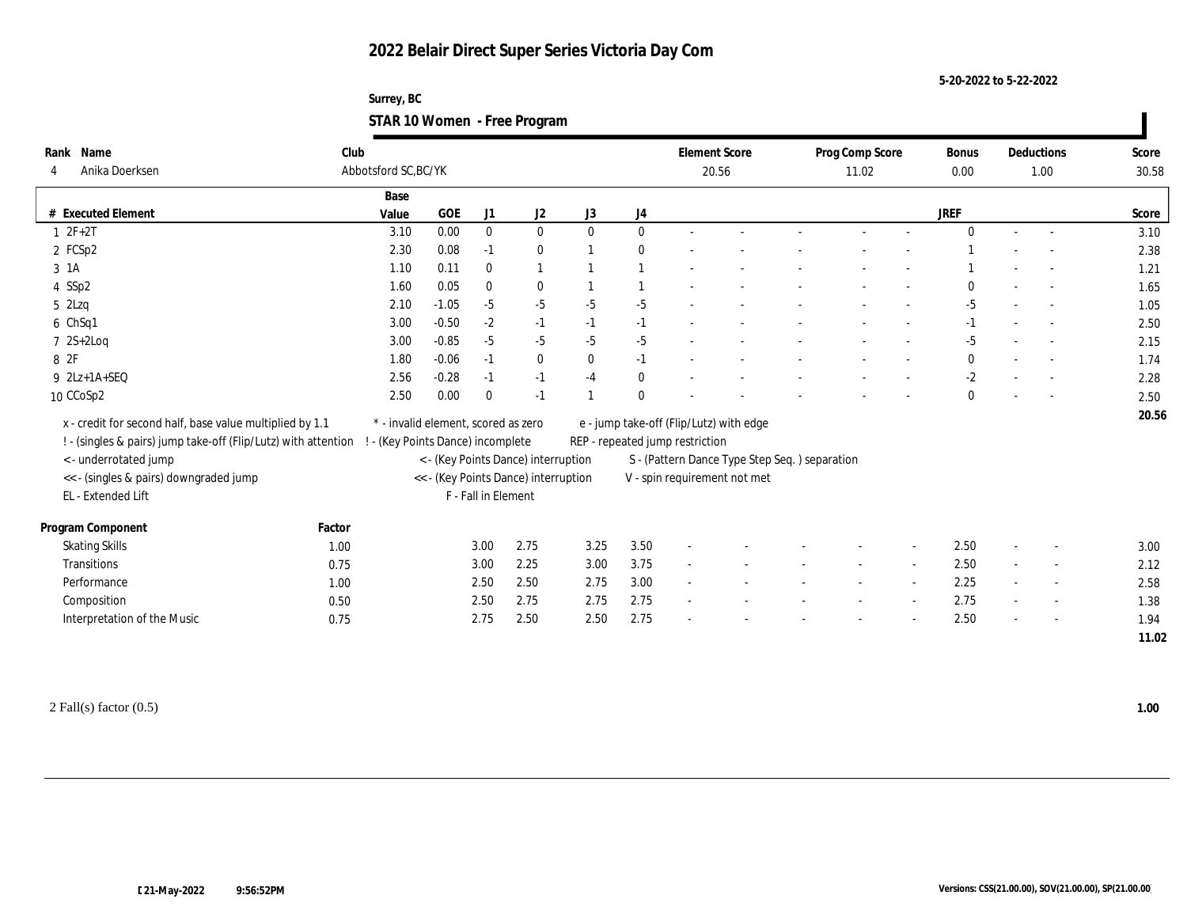# 2022 Belair Direct Super Series Victoria Day Com

5-20-2022 to 5-22-2022

Surrey, BC

## STAR 10 Women - Free Program

| Rank | Name | Club | Element Score | Prog Comp Score | Bonus | Deductions | Score |
|---|---|---|---|---|---|---|---|
| 4 | Anika Doerksen | Abbotsford SC,BC/YK | 20.56 | 11.02 | 0.00 | 1.00 | 30.58 |

| # | Executed Element | Base Value | GOE | J1 | J2 | J3 | J4 | | | | | | JREF | | | Score |
|---|---|---|---|---|---|---|---|---|---|---|---|---|---|---|---|---|
| 1 | 2F+2T | 3.10 | 0.00 | 0 | 0 | 0 | 0 | - | - | - | - | - | 0 | - | - | 3.10 |
| 2 | FCSp2 | 2.30 | 0.08 | -1 | 0 | 1 | 0 | - | - | - | - | - | 1 | - | - | 2.38 |
| 3 | 1A | 1.10 | 0.11 | 0 | 1 | 1 | 1 | - | - | - | - | - | 1 | - | - | 1.21 |
| 4 | SSp2 | 1.60 | 0.05 | 0 | 0 | 1 | 1 | - | - | - | - | - | 0 | - | - | 1.65 |
| 5 | 2Lzq | 2.10 | -1.05 | -5 | -5 | -5 | -5 | - | - | - | - | - | -5 | - | - | 1.05 |
| 6 | ChSq1 | 3.00 | -0.50 | -2 | -1 | -1 | -1 | - | - | - | - | - | -1 | - | - | 2.50 |
| 7 | 2S+2Loq | 3.00 | -0.85 | -5 | -5 | -5 | -5 | - | - | - | - | - | -5 | - | - | 2.15 |
| 8 | 2F | 1.80 | -0.06 | -1 | 0 | 0 | -1 | - | - | - | - | - | 0 | - | - | 1.74 |
| 9 | 2Lz+1A+SEQ | 2.56 | -0.28 | -1 | -1 | -4 | 0 | - | - | - | - | - | -2 | - | - | 2.28 |
| 10 | CCoSp2 | 2.50 | 0.00 | 0 | -1 | 1 | 0 | - | - | - | - | - | 0 | - | - | 2.50 |
| | | | | | | | | | | | | | | | | 20.56 |

x - credit for second half, base value multiplied by 1.1
! - (singles & pairs) jump take-off (Flip/Lutz) with attention
< - underrotated jump
<< - (singles & pairs) downgraded jump
EL - Extended Lift
\* - invalid element, scored as zero
! - (Key Points Dance) incomplete
< - (Key Points Dance) interruption
<< - (Key Points Dance) interruption
F - Fall in Element
e - jump take-off (Flip/Lutz) with edge
REP - repeated jump restriction
S - (Pattern Dance Type Step Seq. ) separation
V - spin requirement not met

| Program Component | Factor | J1 | J2 | J3 | J4 | | | | | | JREF | | | Score |
|---|---|---|---|---|---|---|---|---|---|---|---|---|---|---|
| Skating Skills | 1.00 | 3.00 | 2.75 | 3.25 | 3.50 | - | - | - | - | - | 2.50 | - | - | 3.00 |
| Transitions | 0.75 | 3.00 | 2.25 | 3.00 | 3.75 | - | - | - | - | - | 2.50 | - | - | 2.12 |
| Performance | 1.00 | 2.50 | 2.50 | 2.75 | 3.00 | - | - | - | - | - | 2.25 | - | - | 2.58 |
| Composition | 0.50 | 2.50 | 2.75 | 2.75 | 2.75 | - | - | - | - | - | 2.75 | - | - | 1.38 |
| Interpretation of the Music | 0.75 | 2.75 | 2.50 | 2.50 | 2.75 | - | - | - | - | - | 2.50 | - | - | 1.94 |
| | | | | | | | | | | | | | | 11.02 |

2 Fall(s) factor (0.5) **1.00**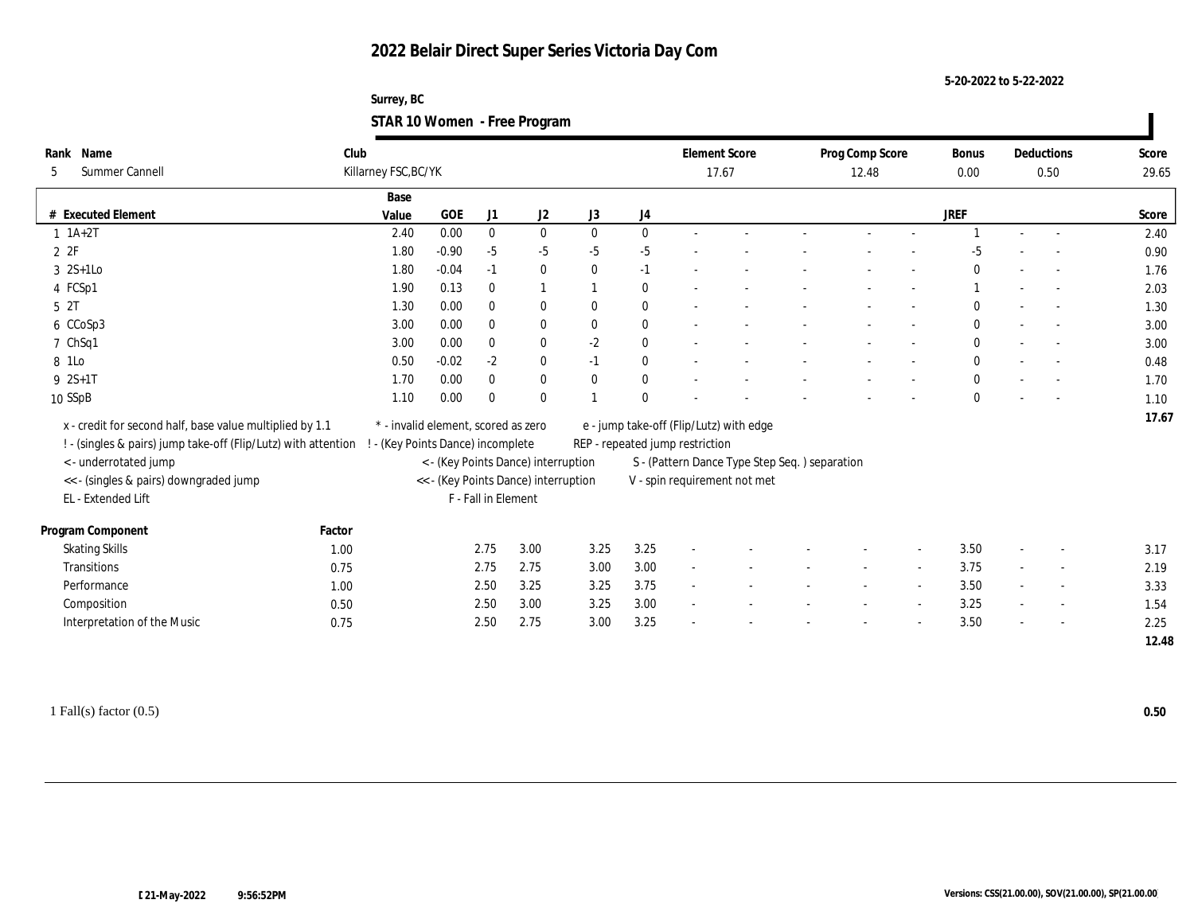# 2022 Belair Direct Super Series Victoria Day Com

5-20-2022 to 5-22-2022

Surrey, BC

## STAR 10 Women - Free Program

| Rank | Name | Club | Element Score | Prog Comp Score | Bonus | Deductions | Score |
|---|---|---|---|---|---|---|---|
| 5 | Summer Cannell | Killarney FSC,BC/YK | 17.67 | 12.48 | 0.00 | 0.50 | 29.65 |

| # | Executed Element | Base Value | GOE | J1 | J2 | J3 | J4 | | | | | | JREF | | | Score |
|---|---|---|---|---|---|---|---|---|---|---|---|---|---|---|---|---|
| 1 | 1A+2T | 2.40 | 0.00 | 0 | 0 | 0 | 0 | - | - | - | - | - | 1 | - | - | 2.40 |
| 2 | 2F | 1.80 | -0.90 | -5 | -5 | -5 | -5 | - | - | - | - | - | -5 | - | - | 0.90 |
| 3 | 2S+1Lo | 1.80 | -0.04 | -1 | 0 | 0 | -1 | - | - | - | - | - | 0 | - | - | 1.76 |
| 4 | FCSp1 | 1.90 | 0.13 | 0 | 1 | 1 | 0 | - | - | - | - | - | 1 | - | - | 2.03 |
| 5 | 2T | 1.30 | 0.00 | 0 | 0 | 0 | 0 | - | - | - | - | - | 0 | - | - | 1.30 |
| 6 | CCoSp3 | 3.00 | 0.00 | 0 | 0 | 0 | 0 | - | - | - | - | - | 0 | - | - | 3.00 |
| 7 | ChSq1 | 3.00 | 0.00 | 0 | 0 | -2 | 0 | - | - | - | - | - | 0 | - | - | 3.00 |
| 8 | 1Lo | 0.50 | -0.02 | -2 | 0 | -1 | 0 | - | - | - | - | - | 0 | - | - | 0.48 |
| 9 | 2S+1T | 1.70 | 0.00 | 0 | 0 | 0 | 0 | - | - | - | - | - | 0 | - | - | 1.70 |
| 10 | SSpB | 1.10 | 0.00 | 0 | 0 | 1 | 0 | - | - | - | - | - | 0 | - | - | 1.10 |
| | | | | | | | | | | | | | | | | 17.67 |

x - credit for second half, base value multiplied by 1.1
! - (singles & pairs) jump take-off (Flip/Lutz) with attention
< - underrotated jump
<< - (singles & pairs) downgraded jump
EL - Extended Lift
\* - invalid element, scored as zero
! - (Key Points Dance) incomplete
< - (Key Points Dance) interruption
<< - (Key Points Dance) interruption
F - Fall in Element
e - jump take-off (Flip/Lutz) with edge
REP - repeated jump restriction
S - (Pattern Dance Type Step Seq. ) separation
V - spin requirement not met

| Program Component | Factor | J1 | J2 | J3 | J4 | | | | | | JREF | | | Score |
|---|---|---|---|---|---|---|---|---|---|---|---|---|---|---|
| Skating Skills | 1.00 | 2.75 | 3.00 | 3.25 | 3.25 | - | - | - | - | - | 3.50 | - | - | 3.17 |
| Transitions | 0.75 | 2.75 | 2.75 | 3.00 | 3.00 | - | - | - | - | - | 3.75 | - | - | 2.19 |
| Performance | 1.00 | 2.50 | 3.25 | 3.25 | 3.75 | - | - | - | - | - | 3.50 | - | - | 3.33 |
| Composition | 0.50 | 2.50 | 3.00 | 3.25 | 3.00 | - | - | - | - | - | 3.25 | - | - | 1.54 |
| Interpretation of the Music | 0.75 | 2.50 | 2.75 | 3.00 | 3.25 | - | - | - | - | - | 3.50 | - | - | 2.25 |
| | | | | | | | | | | | | | | 12.48 |

1 Fall(s) factor (0.5) **0.50**

21-May-2022 9:56:52PM

Versions: CSS(21.00.00), SOV(21.00.00), SP(21.00.00)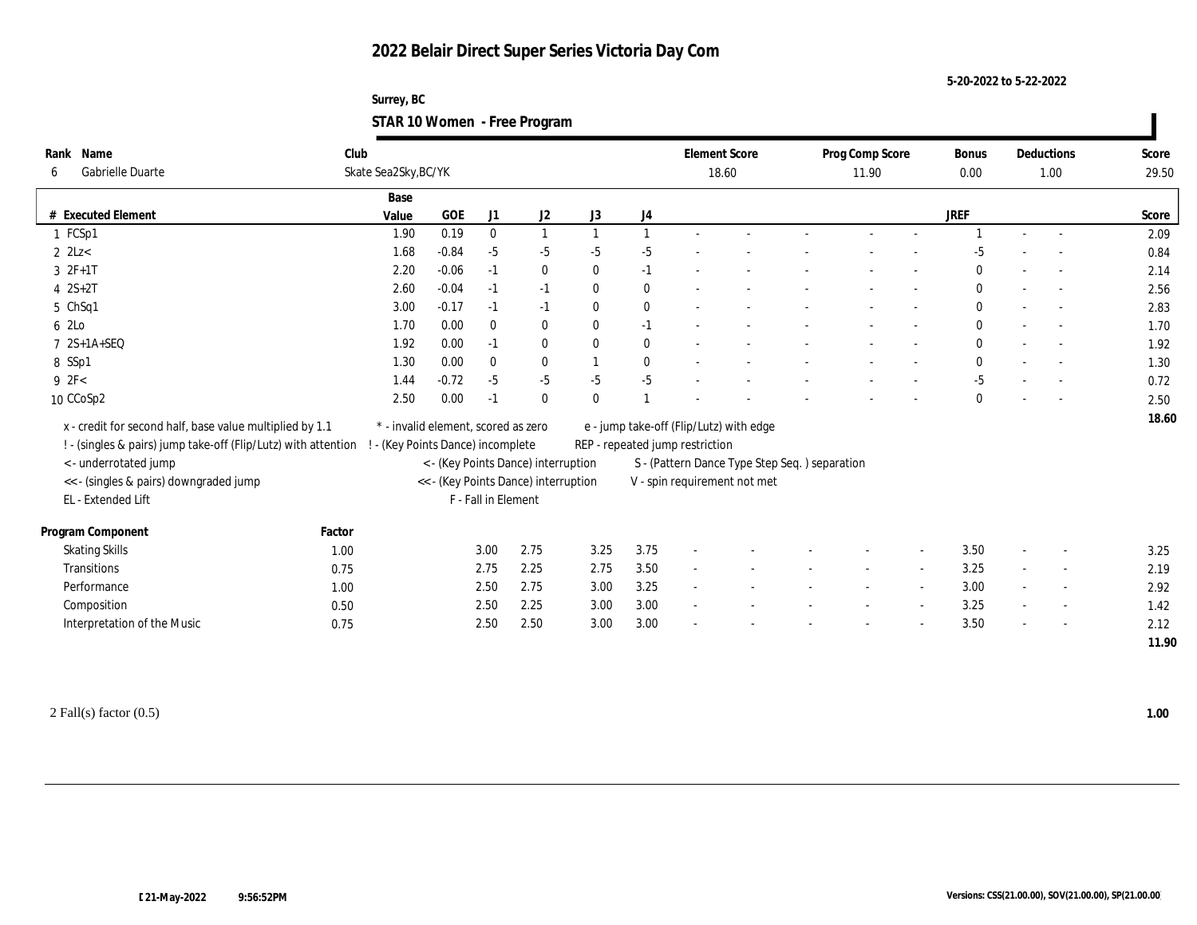# 2022 Belair Direct Super Series Victoria Day Com

5-20-2022 to 5-22-2022

Surrey, BC

**STAR 10 Women - Free Program**

| Rank | Name | Club | Element Score | Prog Comp Score | Bonus | Deductions | Score |
|---|---|---|---|---|---|---|---|
| 6 | Gabrielle Duarte | Skate Sea2Sky,BC/YK | 18.60 | 11.90 | 0.00 | 1.00 | 29.50 |

| # | Executed Element | Base Value | GOE | J1 | J2 | J3 | J4 | | | | | | | | JREF | | | Score |
|---|---|---|---|---|---|---|---|---|---|---|---|---|---|---|---|---|---|---|
| 1 | FCSp1 | 1.90 | 0.19 | 0 | 1 | 1 | 1 | - | - | - | - | - | | | 1 | - | - | 2.09 |
| 2 | 2Lz< | 1.68 | -0.84 | -5 | -5 | -5 | -5 | - | - | - | - | - | | | -5 | - | - | 0.84 |
| 3 | 2F+1T | 2.20 | -0.06 | -1 | 0 | 0 | -1 | - | - | - | - | - | | | 0 | - | - | 2.14 |
| 4 | 2S+2T | 2.60 | -0.04 | -1 | -1 | 0 | 0 | - | - | - | - | - | | | 0 | - | - | 2.56 |
| 5 | ChSq1 | 3.00 | -0.17 | -1 | -1 | 0 | 0 | - | - | - | - | - | | | 0 | - | - | 2.83 |
| 6 | 2Lo | 1.70 | 0.00 | 0 | 0 | 0 | -1 | - | - | - | - | - | | | 0 | - | - | 1.70 |
| 7 | 2S+1A+SEQ | 1.92 | 0.00 | -1 | 0 | 0 | 0 | - | - | - | - | - | | | 0 | - | - | 1.92 |
| 8 | SSp1 | 1.30 | 0.00 | 0 | 0 | 1 | 0 | - | - | - | - | - | | | 0 | - | - | 1.30 |
| 9 | 2F< | 1.44 | -0.72 | -5 | -5 | -5 | -5 | - | - | - | - | - | | | -5 | - | - | 0.72 |
| 10 | CCoSp2 | 2.50 | 0.00 | -1 | 0 | 0 | 1 | - | - | - | - | - | | | 0 | - | - | 2.50 |
| | | | | | | | | | | | | | | | | | | 18.60 |

x - credit for second half, base value multiplied by 1.1
! - (singles & pairs) jump take-off (Flip/Lutz) with attention
< - underrotated jump
<< - (singles & pairs) downgraded jump
EL - Extended Lift
\* - invalid element, scored as zero
! - (Key Points Dance) incomplete
< - (Key Points Dance) interruption
<< - (Key Points Dance) interruption
F - Fall in Element
e - jump take-off (Flip/Lutz) with edge
REP - repeated jump restriction
S - (Pattern Dance Type Step Seq. ) separation
V - spin requirement not met

| Program Component | Factor | J1 | J2 | J3 | J4 | | | | | | | | JREF | | | Score |
|---|---|---|---|---|---|---|---|---|---|---|---|---|---|---|---|---|
| Skating Skills | 1.00 | 3.00 | 2.75 | 3.25 | 3.75 | - | - | - | - | - | | | 3.50 | - | - | 3.25 |
| Transitions | 0.75 | 2.75 | 2.25 | 2.75 | 3.50 | - | - | - | - | - | | | 3.25 | - | - | 2.19 |
| Performance | 1.00 | 2.50 | 2.75 | 3.00 | 3.25 | - | - | - | - | - | | | 3.00 | - | - | 2.92 |
| Composition | 0.50 | 2.50 | 2.25 | 3.00 | 3.00 | - | - | - | - | - | | | 3.25 | - | - | 1.42 |
| Interpretation of the Music | 0.75 | 2.50 | 2.50 | 3.00 | 3.00 | - | - | - | - | - | | | 3.50 | - | - | 2.12 |
| | | | | | | | | | | | | | | | | 11.90 |

2 Fall(s) factor (0.5) **1.00**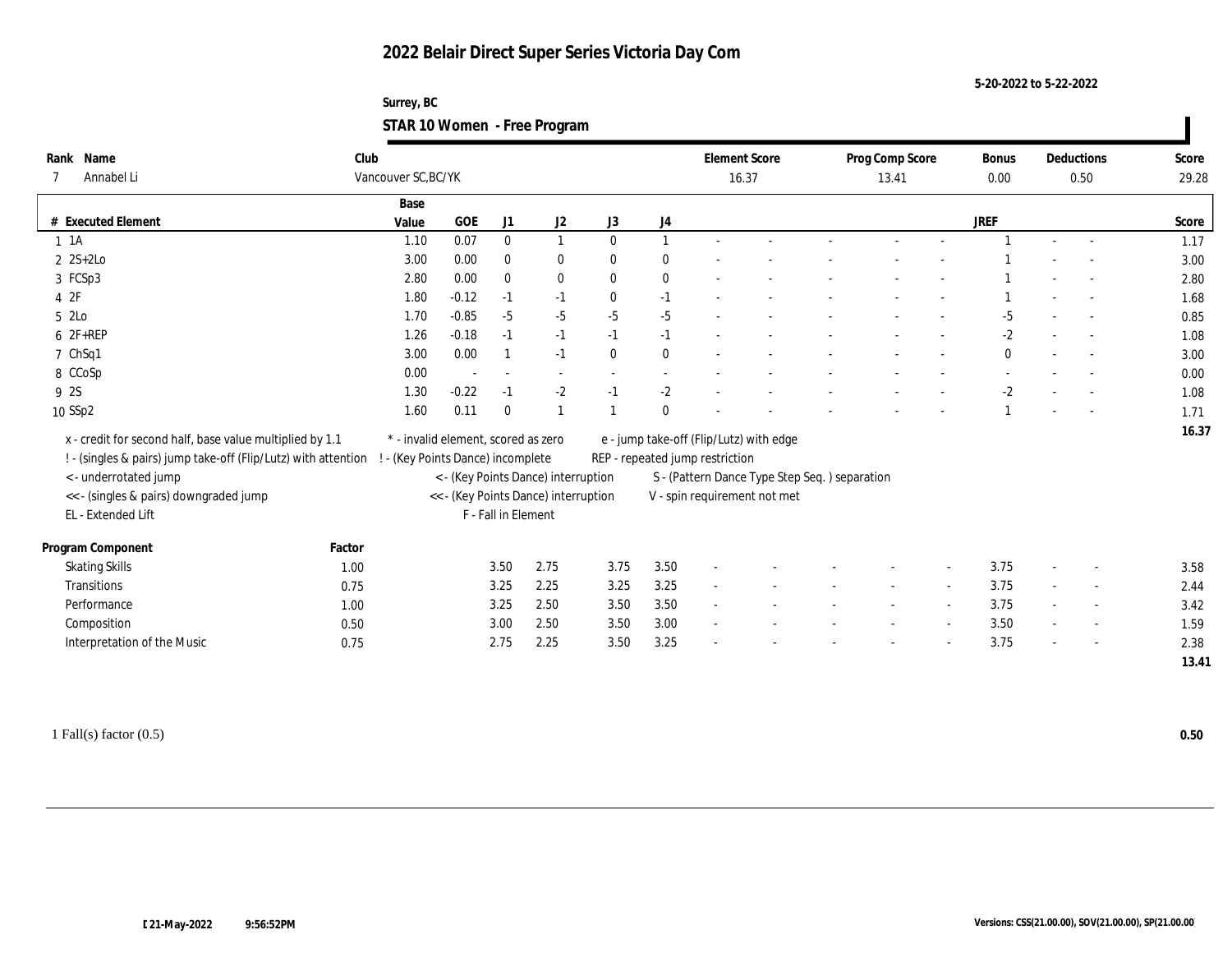# 2022 Belair Direct Super Series Victoria Day Com

5-20-2022 to 5-22-2022

Surrey, BC

## STAR 10 Women - Free Program

| Rank | Name | Club | Element Score | Prog Comp Score | Bonus | Deductions | Score |
|---|---|---|---|---|---|---|---|
| 7 | Annabel Li | Vancouver SC,BC/YK | 16.37 | 13.41 | 0.00 | 0.50 | 29.28 |

| # | Executed Element | Base Value | GOE | J1 | J2 | J3 | J4 | | | | | | | | JREF | | | Score |
|---|---|---|---|---|---|---|---|---|---|---|---|---|---|---|---|---|---|---|
| 1 | 1A | 1.10 | 0.07 | 0 | 1 | 0 | 1 | - | - | - | - | - | | | 1 | - | - | 1.17 |
| 2 | 2S+2Lo | 3.00 | 0.00 | 0 | 0 | 0 | 0 | - | - | - | - | - | | | 1 | - | - | 3.00 |
| 3 | FCSp3 | 2.80 | 0.00 | 0 | 0 | 0 | 0 | - | - | - | - | - | | | 1 | - | - | 2.80 |
| 4 | 2F | 1.80 | -0.12 | -1 | -1 | 0 | -1 | - | - | - | - | - | | | 1 | - | - | 1.68 |
| 5 | 2Lo | 1.70 | -0.85 | -5 | -5 | -5 | -5 | - | - | - | - | - | | | -5 | - | - | 0.85 |
| 6 | 2F+REP | 1.26 | -0.18 | -1 | -1 | -1 | -1 | - | - | - | - | - | | | -2 | - | - | 1.08 |
| 7 | ChSq1 | 3.00 | 0.00 | 1 | -1 | 0 | 0 | - | - | - | - | - | | | 0 | - | - | 3.00 |
| 8 | CCoSp | 0.00 | - | - | - | - | - | - | - | - | - | - | | | - | - | - | 0.00 |
| 9 | 2S | 1.30 | -0.22 | -1 | -2 | -1 | -2 | - | - | - | - | - | | | -2 | - | - | 1.08 |
| 10 | SSp2 | 1.60 | 0.11 | 0 | 1 | 1 | 0 | - | - | - | - | - | | | 1 | - | - | 1.71 |
| | | | | | | | | | | | | | | | | | | 16.37 |

x - credit for second half, base value multiplied by 1.1
! - (singles & pairs) jump take-off (Flip/Lutz) with attention
< - underrotated jump
<< - (singles & pairs) downgraded jump
EL - Extended Lift
\* - invalid element, scored as zero
! - (Key Points Dance) incomplete
< - (Key Points Dance) interruption
<< - (Key Points Dance) interruption
F - Fall in Element
e - jump take-off (Flip/Lutz) with edge
REP - repeated jump restriction
S - (Pattern Dance Type Step Seq. ) separation
V - spin requirement not met

| Program Component | Factor | J1 | J2 | J3 | J4 | | | | | | JREF | | | Score |
|---|---|---|---|---|---|---|---|---|---|---|---|---|---|---|
| Skating Skills | 1.00 | 3.50 | 2.75 | 3.75 | 3.50 | - | - | - | - | - | 3.75 | - | - | 3.58 |
| Transitions | 0.75 | 3.25 | 2.25 | 3.25 | 3.25 | - | - | - | - | - | 3.75 | - | - | 2.44 |
| Performance | 1.00 | 3.25 | 2.50 | 3.50 | 3.50 | - | - | - | - | - | 3.75 | - | - | 3.42 |
| Composition | 0.50 | 3.00 | 2.50 | 3.50 | 3.00 | - | - | - | - | - | 3.50 | - | - | 1.59 |
| Interpretation of the Music | 0.75 | 2.75 | 2.25 | 3.50 | 3.25 | - | - | - | - | - | 3.75 | - | - | 2.38 |
| | | | | | | | | | | | | | | 13.41 |

1 Fall(s) factor (0.5) **0.50**

21-May-2022 9:56:52PM

Versions: CSS(21.00.00), SOV(21.00.00), SP(21.00.00)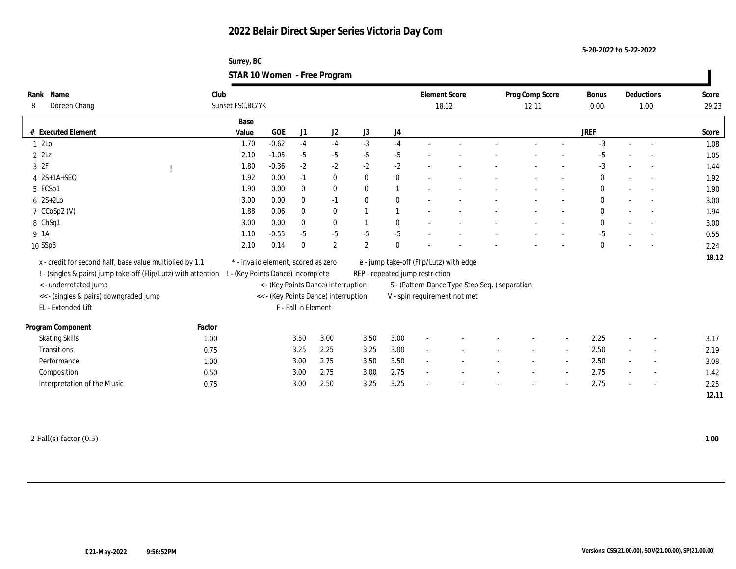# 2022 Belair Direct Super Series Victoria Day Com

5-20-2022 to 5-22-2022

Surrey, BC

## STAR 10 Women - Free Program

| Rank | Name | Club | Element Score | Prog Comp Score | Bonus | Deductions | Score |
|---|---|---|---|---|---|---|---|
| 8 | Doreen Chang | Sunset FSC,BC/YK | 18.12 | 12.11 | 0.00 | 1.00 | 29.23 |

| # | Executed Element | | Base Value | GOE | J1 | J2 | J3 | J4 | | | | | | JREF | | | Score |
|---|---|---|---|---|---|---|---|---|---|---|---|---|---|---|---|---|---|
| 1 | 2Lo | | 1.70 | -0.62 | -4 | -4 | -3 | -4 | - | - | - | - | - | -3 | - | - | 1.08 |
| 2 | 2Lz | | 2.10 | -1.05 | -5 | -5 | -5 | -5 | - | - | - | - | - | -5 | - | - | 1.05 |
| 3 | 2F | ! | 1.80 | -0.36 | -2 | -2 | -2 | -2 | - | - | - | - | - | -3 | - | - | 1.44 |
| 4 | 2S+1A+SEQ | | 1.92 | 0.00 | -1 | 0 | 0 | 0 | - | - | - | - | - | 0 | - | - | 1.92 |
| 5 | FCSp1 | | 1.90 | 0.00 | 0 | 0 | 0 | 1 | - | - | - | - | - | 0 | - | - | 1.90 |
| 6 | 2S+2Lo | | 3.00 | 0.00 | 0 | -1 | 0 | 0 | - | - | - | - | - | 0 | - | - | 3.00 |
| 7 | CCoSp2 (V) | | 1.88 | 0.06 | 0 | 0 | 1 | 1 | - | - | - | - | - | 0 | - | - | 1.94 |
| 8 | ChSq1 | | 3.00 | 0.00 | 0 | 0 | 1 | 0 | - | - | - | - | - | 0 | - | - | 3.00 |
| 9 | 1A | | 1.10 | -0.55 | -5 | -5 | -5 | -5 | - | - | - | - | - | -5 | - | - | 0.55 |
| 10 | SSp3 | | 2.10 | 0.14 | 0 | 2 | 2 | 0 | - | - | - | - | - | 0 | - | - | 2.24 |
| | | | | | | | | | | | | | | | | | 18.12 |

x - credit for second half, base value multiplied by 1.1
! - (singles & pairs) jump take-off (Flip/Lutz) with attention
< - underrotated jump
<< - (singles & pairs) downgraded jump
EL - Extended Lift
\* - invalid element, scored as zero
! - (Key Points Dance) incomplete
< - (Key Points Dance) interruption
<< - (Key Points Dance) interruption
F - Fall in Element
e - jump take-off (Flip/Lutz) with edge
REP - repeated jump restriction
S - (Pattern Dance Type Step Seq. ) separation
V - spin requirement not met

| Program Component | Factor | J1 | J2 | J3 | J4 | | | | | | JREF | | | Score |
|---|---|---|---|---|---|---|---|---|---|---|---|---|---|---|
| Skating Skills | 1.00 | 3.50 | 3.00 | 3.50 | 3.00 | - | - | - | - | - | 2.25 | - | - | 3.17 |
| Transitions | 0.75 | 3.25 | 2.25 | 3.25 | 3.00 | - | - | - | - | - | 2.50 | - | - | 2.19 |
| Performance | 1.00 | 3.00 | 2.75 | 3.50 | 3.50 | - | - | - | - | - | 2.50 | - | - | 3.08 |
| Composition | 0.50 | 3.00 | 2.75 | 3.00 | 2.75 | - | - | - | - | - | 2.75 | - | - | 1.42 |
| Interpretation of the Music | 0.75 | 3.00 | 2.50 | 3.25 | 3.25 | - | - | - | - | - | 2.75 | - | - | 2.25 |
| | | | | | | | | | | | | | | 12.11 |

2 Fall(s) factor (0.5) **1.00**

21-May-2022 9:56:52PM

Versions: CSS(21.00.00), SOV(21.00.00), SP(21.00.00)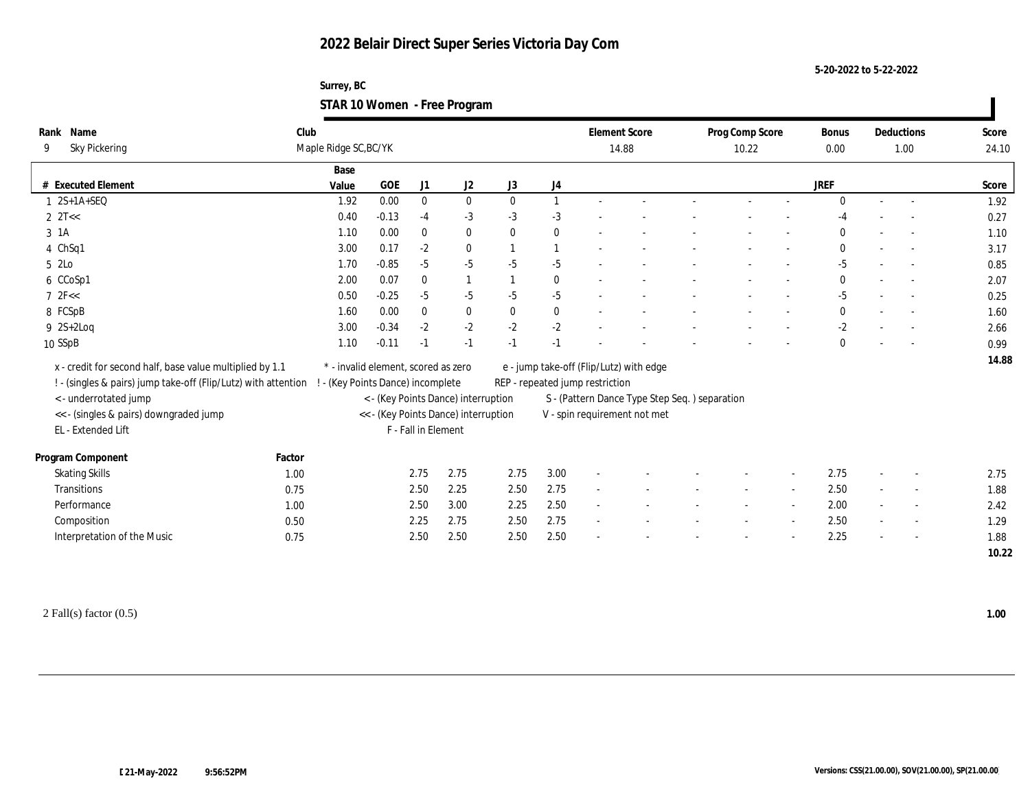# 2022 Belair Direct Super Series Victoria Day Com

5-20-2022 to 5-22-2022

Surrey, BC

## STAR 10 Women - Free Program

| Rank | Name | Club | Element Score | Prog Comp Score | Bonus | Deductions | Score |
|---|---|---|---|---|---|---|---|
| 9 | Sky Pickering | Maple Ridge SC,BC/YK | 14.88 | 10.22 | 0.00 | 1.00 | 24.10 |

| # | Executed Element | Base Value | GOE | J1 | J2 | J3 | J4 | | | | | | JREF | | | Score |
|---|---|---|---|---|---|---|---|---|---|---|---|---|---|---|---|---|
| 1 | 2S+1A+SEQ | 1.92 | 0.00 | 0 | 0 | 0 | 1 | - | - | - | - | - | 0 | - | - | 1.92 |
| 2 | 2T<< | 0.40 | -0.13 | -4 | -3 | -3 | -3 | - | - | - | - | - | -4 | - | - | 0.27 |
| 3 | 1A | 1.10 | 0.00 | 0 | 0 | 0 | 0 | - | - | - | - | - | 0 | - | - | 1.10 |
| 4 | ChSq1 | 3.00 | 0.17 | -2 | 0 | 1 | 1 | - | - | - | - | - | 0 | - | - | 3.17 |
| 5 | 2Lo | 1.70 | -0.85 | -5 | -5 | -5 | -5 | - | - | - | - | - | -5 | - | - | 0.85 |
| 6 | CCoSp1 | 2.00 | 0.07 | 0 | 1 | 1 | 0 | - | - | - | - | - | 0 | - | - | 2.07 |
| 7 | 2F<< | 0.50 | -0.25 | -5 | -5 | -5 | -5 | - | - | - | - | - | -5 | - | - | 0.25 |
| 8 | FCSpB | 1.60 | 0.00 | 0 | 0 | 0 | 0 | - | - | - | - | - | 0 | - | - | 1.60 |
| 9 | 2S+2Loq | 3.00 | -0.34 | -2 | -2 | -2 | -2 | - | - | - | - | - | -2 | - | - | 2.66 |
| 10 | SSpB | 1.10 | -0.11 | -1 | -1 | -1 | -1 | - | - | - | - | - | 0 | - | - | 0.99 |
| | | | | | | | | | | | | | | | | 14.88 |

x - credit for second half, base value multiplied by 1.1
! - (singles & pairs) jump take-off (Flip/Lutz) with attention
< - underrotated jump
<< - (singles & pairs) downgraded jump
EL - Extended Lift
* - invalid element, scored as zero
! - (Key Points Dance) incomplete
< - (Key Points Dance) interruption
<< - (Key Points Dance) interruption
F - Fall in Element
e - jump take-off (Flip/Lutz) with edge
REP - repeated jump restriction
S - (Pattern Dance Type Step Seq. ) separation
V - spin requirement not met

| Program Component | Factor | J1 | J2 | J3 | J4 | | | | | | JREF | | | Score |
|---|---|---|---|---|---|---|---|---|---|---|---|---|---|---|
| Skating Skills | 1.00 | 2.75 | 2.75 | 2.75 | 3.00 | - | - | - | - | - | 2.75 | - | - | 2.75 |
| Transitions | 0.75 | 2.50 | 2.25 | 2.50 | 2.75 | - | - | - | - | - | 2.50 | - | - | 1.88 |
| Performance | 1.00 | 2.50 | 3.00 | 2.25 | 2.50 | - | - | - | - | - | 2.00 | - | - | 2.42 |
| Composition | 0.50 | 2.25 | 2.75 | 2.50 | 2.75 | - | - | - | - | - | 2.50 | - | - | 1.29 |
| Interpretation of the Music | 0.75 | 2.50 | 2.50 | 2.50 | 2.50 | - | - | - | - | - | 2.25 | - | - | 1.88 |
| | | | | | | | | | | | | | | 10.22 |

2 Fall(s) factor (0.5) **1.00**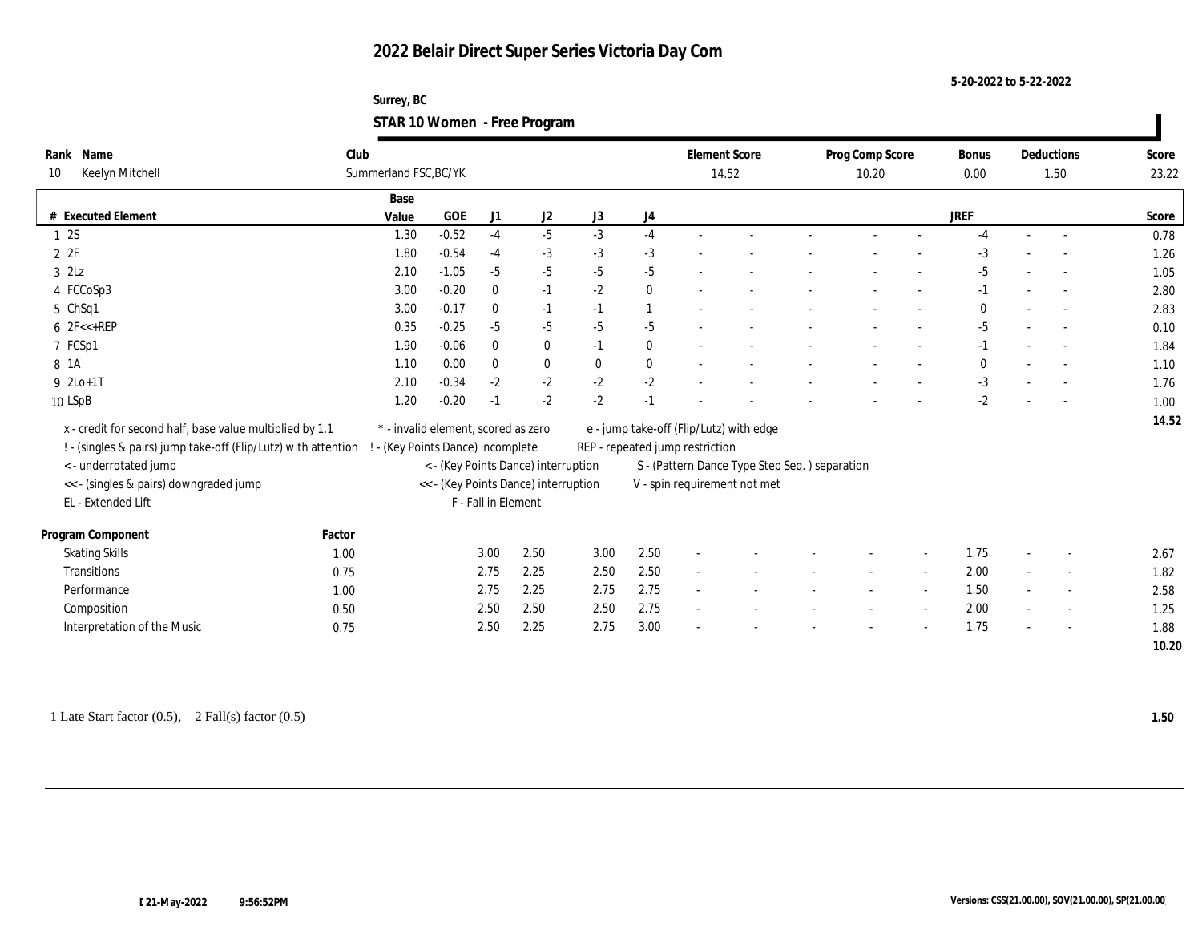# 2022 Belair Direct Super Series Victoria Day Com

5-20-2022 to 5-22-2022

Surrey, BC

## STAR 10 Women - Free Program

| Rank | Name | Club | Element Score | Prog Comp Score | Bonus | Deductions | Score |
|---|---|---|---|---|---|---|---|
| 10 | Keelyn Mitchell | Summerland FSC,BC/YK | 14.52 | 10.20 | 0.00 | 1.50 | 23.22 |

| # | Executed Element | Base Value | GOE | J1 | J2 | J3 | J4 | | | | | | JREF | | | Score |
|---|---|---|---|---|---|---|---|---|---|---|---|---|---|---|---|---|
| 1 | 2S | 1.30 | -0.52 | -4 | -5 | -3 | -4 | - | - | - | - | - | -4 | - | - | 0.78 |
| 2 | 2F | 1.80 | -0.54 | -4 | -3 | -3 | -3 | - | - | - | - | - | -3 | - | - | 1.26 |
| 3 | 2Lz | 2.10 | -1.05 | -5 | -5 | -5 | -5 | - | - | - | - | - | -5 | - | - | 1.05 |
| 4 | FCCoSp3 | 3.00 | -0.20 | 0 | -1 | -2 | 0 | - | - | - | - | - | -1 | - | - | 2.80 |
| 5 | ChSq1 | 3.00 | -0.17 | 0 | -1 | -1 | 1 | - | - | - | - | - | 0 | - | - | 2.83 |
| 6 | 2F<<+REP | 0.35 | -0.25 | -5 | -5 | -5 | -5 | - | - | - | - | - | -5 | - | - | 0.10 |
| 7 | FCSp1 | 1.90 | -0.06 | 0 | 0 | -1 | 0 | - | - | - | - | - | -1 | - | - | 1.84 |
| 8 | 1A | 1.10 | 0.00 | 0 | 0 | 0 | 0 | - | - | - | - | - | 0 | - | - | 1.10 |
| 9 | 2Lo+1T | 2.10 | -0.34 | -2 | -2 | -2 | -2 | - | - | - | - | - | -3 | - | - | 1.76 |
| 10 | LSpB | 1.20 | -0.20 | -1 | -2 | -2 | -1 | - | - | - | - | - | -2 | - | - | 1.00 |
| | | | | | | | | | | | | | | | | 14.52 |

x - credit for second half, base value multiplied by 1.1
! - (singles & pairs) jump take-off (Flip/Lutz) with attention
< - underrotated jump
<< - (singles & pairs) downgraded jump
EL - Extended Lift
* - invalid element, scored as zero
! - (Key Points Dance) incomplete
< - (Key Points Dance) interruption
<< - (Key Points Dance) interruption
F - Fall in Element
e - jump take-off (Flip/Lutz) with edge
REP - repeated jump restriction
S - (Pattern Dance Type Step Seq. ) separation
V - spin requirement not met

| Program Component | Factor | J1 | J2 | J3 | J4 | | | | | | JREF | | | Score |
|---|---|---|---|---|---|---|---|---|---|---|---|---|---|---|
| Skating Skills | 1.00 | 3.00 | 2.50 | 3.00 | 2.50 | - | - | - | - | - | 1.75 | - | - | 2.67 |
| Transitions | 0.75 | 2.75 | 2.25 | 2.50 | 2.50 | - | - | - | - | - | 2.00 | - | - | 1.82 |
| Performance | 1.00 | 2.75 | 2.25 | 2.75 | 2.75 | - | - | - | - | - | 1.50 | - | - | 2.58 |
| Composition | 0.50 | 2.50 | 2.50 | 2.50 | 2.75 | - | - | - | - | - | 2.00 | - | - | 1.25 |
| Interpretation of the Music | 0.75 | 2.50 | 2.25 | 2.75 | 3.00 | - | - | - | - | - | 1.75 | - | - | 1.88 |
| | | | | | | | | | | | | | | 10.20 |

1 Late Start factor (0.5), 2 Fall(s) factor (0.5) **1.50**

21-May-2022 9:56:52PM

Versions: CSS(21.00.00), SOV(21.00.00), SP(21.00.00)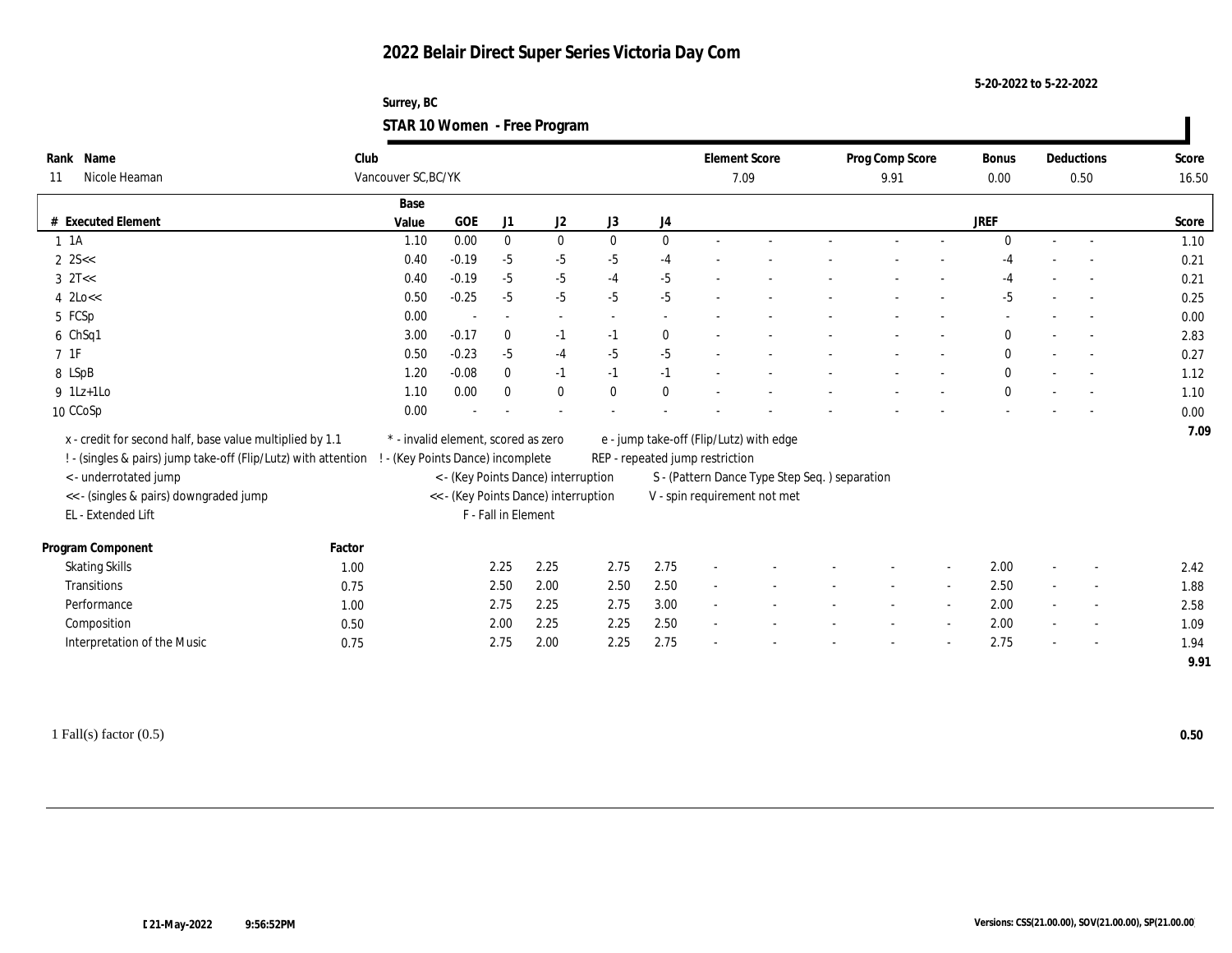# 2022 Belair Direct Super Series Victoria Day Com

5-20-2022 to 5-22-2022

Surrey, BC

## STAR 10 Women - Free Program

| Rank | Name | Club | Element Score | Prog Comp Score | Bonus | Deductions | Score |
|---|---|---|---|---|---|---|---|
| 11 | Nicole Heaman | Vancouver SC,BC/YK | 7.09 | 9.91 | 0.00 | 0.50 | 16.50 |

| # | Executed Element | Base Value | GOE | J1 | J2 | J3 | J4 | | | | | | JREF | | | Score |
|---|---|---|---|---|---|---|---|---|---|---|---|---|---|---|---|---|
| 1 | 1A | 1.10 | 0.00 | 0 | 0 | 0 | 0 | - | - | - | - | - | 0 | - | - | 1.10 |
| 2 | 2S<< | 0.40 | -0.19 | -5 | -5 | -5 | -4 | - | - | - | - | - | -4 | - | - | 0.21 |
| 3 | 2T<< | 0.40 | -0.19 | -5 | -5 | -4 | -5 | - | - | - | - | - | -4 | - | - | 0.21 |
| 4 | 2Lo<< | 0.50 | -0.25 | -5 | -5 | -5 | -5 | - | - | - | - | - | -5 | - | - | 0.25 |
| 5 | FCSp | 0.00 | - | - | - | - | - | - | - | - | - | - | - | - | - | 0.00 |
| 6 | ChSq1 | 3.00 | -0.17 | 0 | -1 | -1 | 0 | - | - | - | - | - | 0 | - | - | 2.83 |
| 7 | 1F | 0.50 | -0.23 | -5 | -4 | -5 | -5 | - | - | - | - | - | 0 | - | - | 0.27 |
| 8 | LSpB | 1.20 | -0.08 | 0 | -1 | -1 | -1 | - | - | - | - | - | 0 | - | - | 1.12 |
| 9 | 1Lz+1Lo | 1.10 | 0.00 | 0 | 0 | 0 | 0 | - | - | - | - | - | 0 | - | - | 1.10 |
| 10 | CCoSp | 0.00 | - | - | - | - | - | - | - | - | - | - | - | - | - | 0.00 |
| | | | | | | | | | | | | | | | | 7.09 |

x - credit for second half, base value multiplied by 1.1
! - (singles & pairs) jump take-off (Flip/Lutz) with attention
< - underrotated jump
<< - (singles & pairs) downgraded jump
EL - Extended Lift
\* - invalid element, scored as zero
! - (Key Points Dance) incomplete
< - (Key Points Dance) interruption
<< - (Key Points Dance) interruption
F - Fall in Element
e - jump take-off (Flip/Lutz) with edge
REP - repeated jump restriction
S - (Pattern Dance Type Step Seq. ) separation
V - spin requirement not met

| Program Component | Factor | J1 | J2 | J3 | J4 | | | | | | JREF | | | Score |
|---|---|---|---|---|---|---|---|---|---|---|---|---|---|---|
| Skating Skills | 1.00 | 2.25 | 2.25 | 2.75 | 2.75 | - | - | - | - | - | 2.00 | - | - | 2.42 |
| Transitions | 0.75 | 2.50 | 2.00 | 2.50 | 2.50 | - | - | - | - | - | 2.50 | - | - | 1.88 |
| Performance | 1.00 | 2.75 | 2.25 | 2.75 | 3.00 | - | - | - | - | - | 2.00 | - | - | 2.58 |
| Composition | 0.50 | 2.00 | 2.25 | 2.25 | 2.50 | - | - | - | - | - | 2.00 | - | - | 1.09 |
| Interpretation of the Music | 0.75 | 2.75 | 2.00 | 2.25 | 2.75 | - | - | - | - | - | 2.75 | - | - | 1.94 |
| | | | | | | | | | | | | | | 9.91 |

1 Fall(s) factor (0.5) **0.50**

21-May-2022 9:56:52PM

Versions: CSS(21.00.00), SOV(21.00.00), SP(21.00.00)